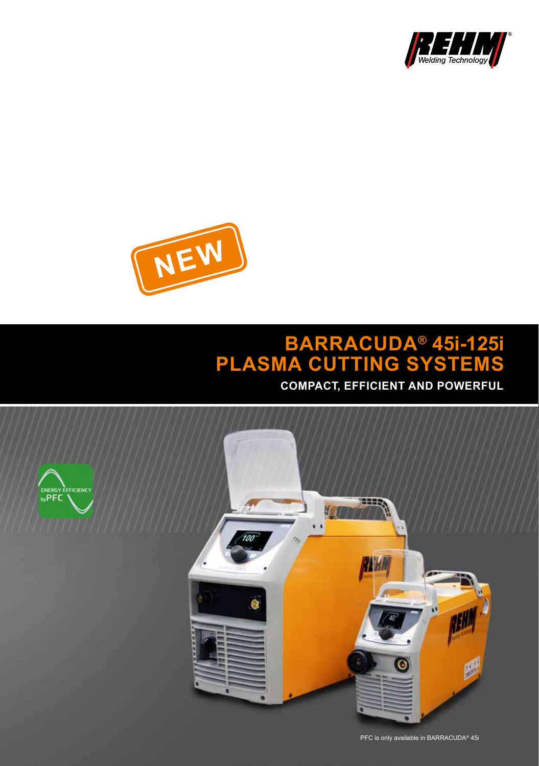NEW

# BARRACUDA® 45i-125i PLASMA CUTTING SYSTEMS

## COMPACT, EFFICIENT AND POWERFUL

ENERGY EFFICIENCY by PFC

PFC is only available in BARRACUDA® 45i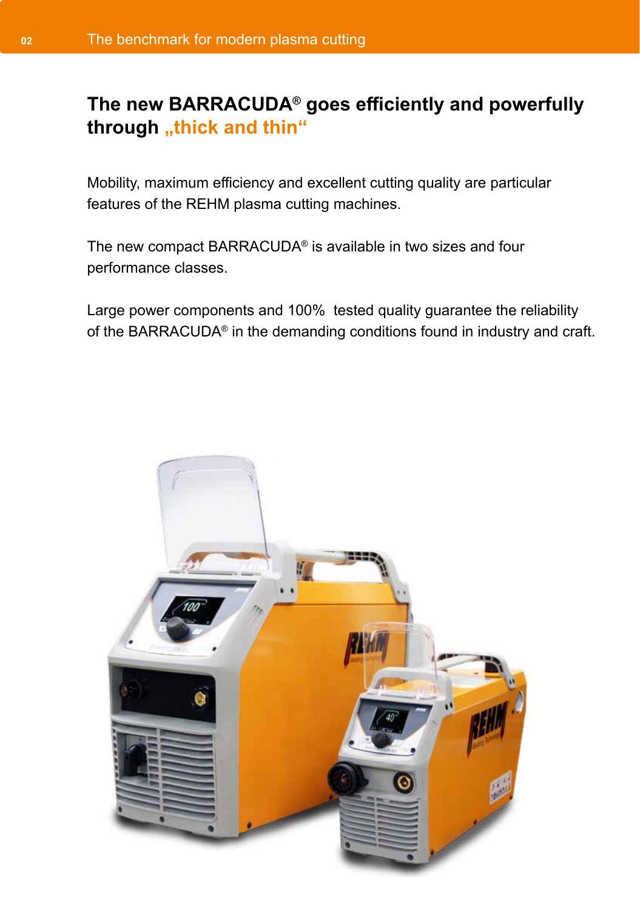## The new BARRACUDA® goes efficiently and powerfully through „thick and thin“

Mobility, maximum efficiency and excellent cutting quality are particular features of the REHM plasma cutting machines.

The new compact BARRACUDA® is available in two sizes and four performance classes.

Large power components and 100% tested quality guarantee the reliability of the BARRACUDA® in the demanding conditions found in industry and craft.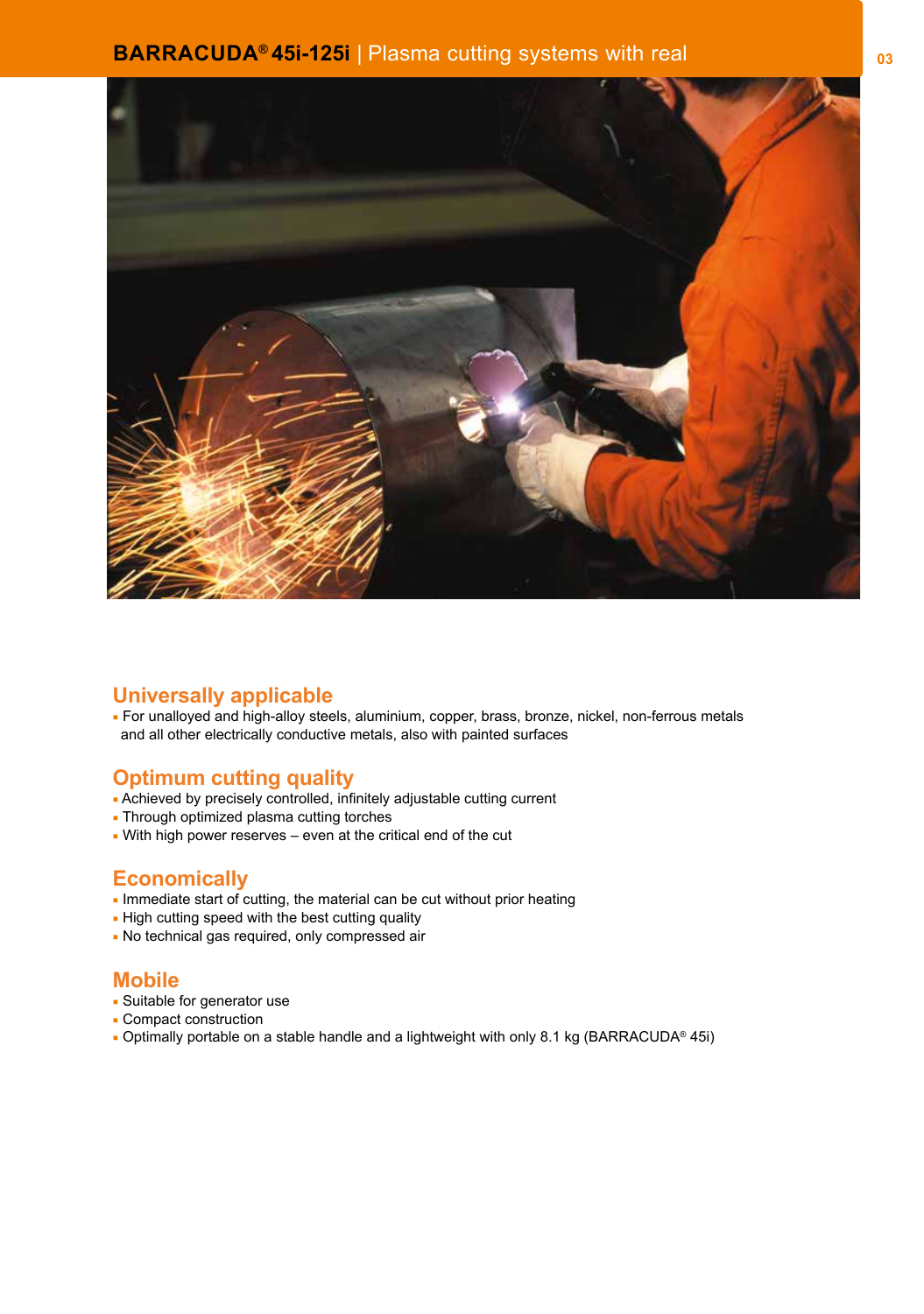## Universally applicable

- For unalloyed and high-alloy steels, aluminium, copper, brass, bronze, nickel, non-ferrous metals and all other electrically conductive metals, also with painted surfaces

## Optimum cutting quality

- Achieved by precisely controlled, infinitely adjustable cutting current
- Through optimized plasma cutting torches
- With high power reserves – even at the critical end of the cut

## Economically

- Immediate start of cutting, the material can be cut without prior heating
- High cutting speed with the best cutting quality
- No technical gas required, only compressed air

## Mobile

- Suitable for generator use
- Compact construction
- Optimally portable on a stable handle and a lightweight with only 8.1 kg (BARRACUDA® 45i)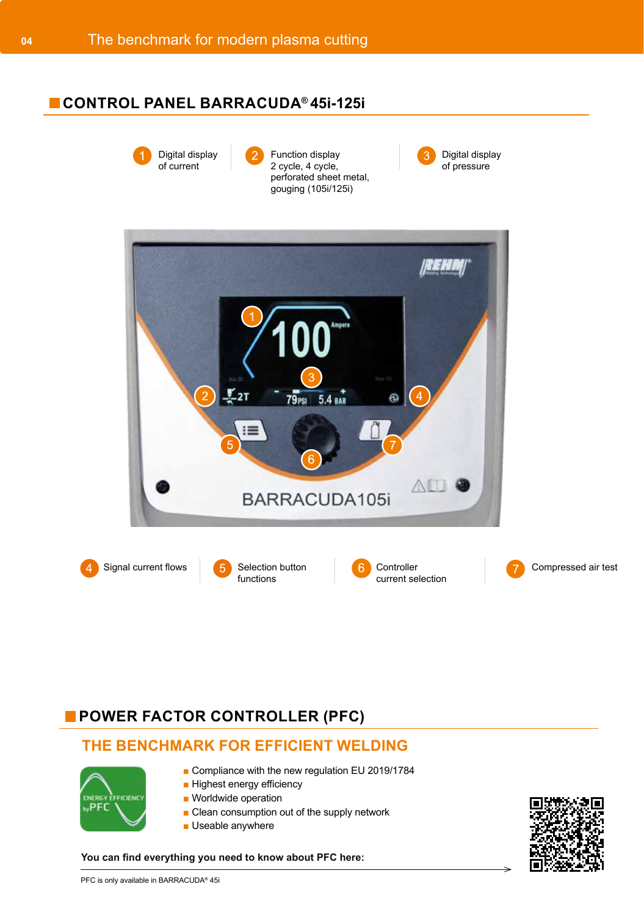## CONTROL PANEL BARRACUDA® 45i-125i

1. Digital display of current
2. Function display 2 cycle, 4 cycle, perforated sheet metal, gouging (105i/125i)
3. Digital display of pressure
4. Signal current flows
5. Selection button functions
6. Controller current selection
7. Compressed air test

## POWER FACTOR CONTROLLER (PFC)

### THE BENCHMARK FOR EFFICIENT WELDING

ENERGY EFFICIENCY by PFC

- Compliance with the new regulation EU 2019/1784
- Highest energy efficiency
- Worldwide operation
- Clean consumption out of the supply network
- Useable anywhere

**You can find everything you need to know about PFC here:**

PFC is only available in BARRACUDA® 45i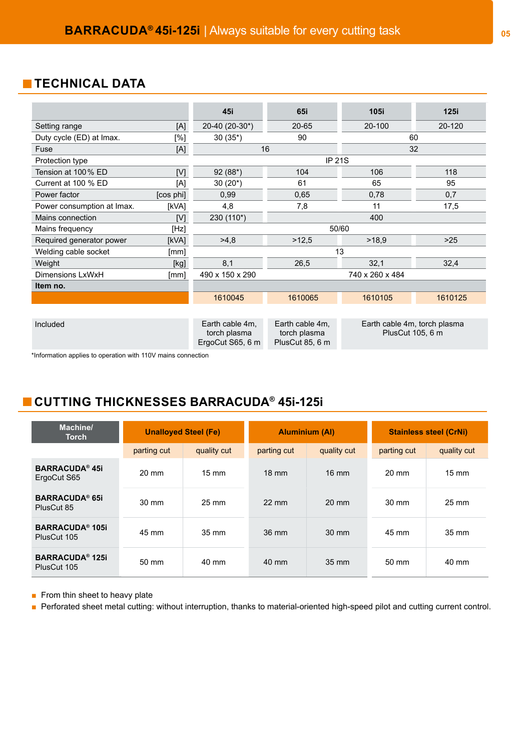# BARRACUDA® 45i-125i | Always suitable for every cutting task

## TECHNICAL DATA

| | | 45i | 65i | 105i | 125i |
|---|---|---|---|---|---|
| Setting range | [A] | 20-40 (20-30*) | 20-65 | 20-100 | 20-120 |
| Duty cycle (ED) at Imax. | [%] | 30 (35*) | 90 | 60 | |
| Fuse | [A] | 16 | | 32 | |
| Protection type | | IP 21S | | | |
| Tension at 100 % ED | [V] | 92 (88*) | 104 | 106 | 118 |
| Current at 100 % ED | [A] | 30 (20*) | 61 | 65 | 95 |
| Power factor | [cos phi] | 0,99 | 0,65 | 0,78 | 0,7 |
| Power consumption at Imax. | [kVA] | 4,8 | 7,8 | 11 | 17,5 |
| Mains connection | [V] | 230 (110*) | 400 | | |
| Mains frequency | [Hz] | 50/60 | | | |
| Required generator power | [kVA] | >4,8 | >12,5 | >18,9 | >25 |
| Welding cable socket | [mm] | 13 | | | |
| Weight | [kg] | 8,1 | 26,5 | 32,1 | 32,4 |
| Dimensions LxWxH | [mm] | 490 x 150 x 290 | 740 x 260 x 484 | | |
| **Item no.** | | | | | |
| | | 1610045 | 1610065 | 1610105 | 1610125 |
| Included | | Earth cable 4m, torch plasma ErgoCut S65, 6 m | Earth cable 4m, torch plasma PlusCut 85, 6 m | Earth cable 4m, torch plasma PlusCut 105, 6 m | |

*Information applies to operation with 110V mains connection

## CUTTING THICKNESSES BARRACUDA® 45i-125i

| Machine/ Torch | Unalloyed Steel (Fe) | | Aluminium (Al) | | Stainless steel (CrNi) | |
|---|---|---|---|---|---|---|
| | parting cut | quality cut | parting cut | quality cut | parting cut | quality cut |
| **BARRACUDA® 45i** ErgoCut S65 | 20 mm | 15 mm | 18 mm | 16 mm | 20 mm | 15 mm |
| **BARRACUDA® 65i** PlusCut 85 | 30 mm | 25 mm | 22 mm | 20 mm | 30 mm | 25 mm |
| **BARRACUDA® 105i** PlusCut 105 | 45 mm | 35 mm | 36 mm | 30 mm | 45 mm | 35 mm |
| **BARRACUDA® 125i** PlusCut 105 | 50 mm | 40 mm | 40 mm | 35 mm | 50 mm | 40 mm |

- From thin sheet to heavy plate
- Perforated sheet metal cutting: without interruption, thanks to material-oriented high-speed pilot and cutting current control.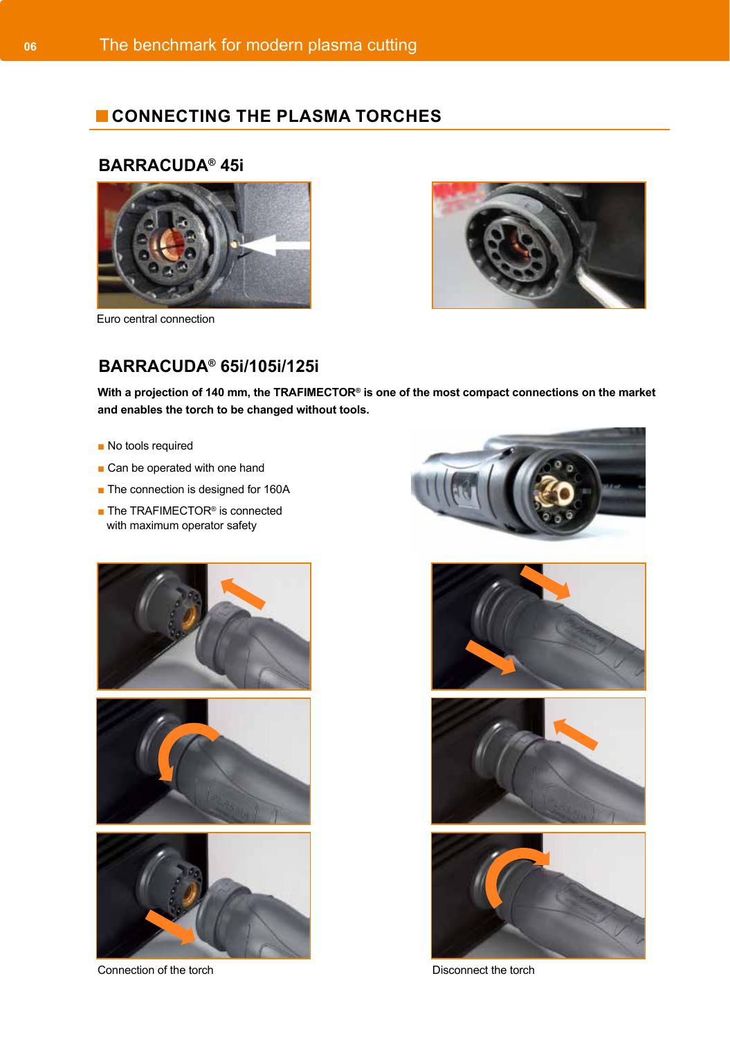## CONNECTING THE PLASMA TORCHES

### BARRACUDA® 45i

Euro central connection

### BARRACUDA® 65i/105i/125i

**With a projection of 140 mm, the TRAFIMECTOR® is one of the most compact connections on the market and enables the torch to be changed without tools.**

- No tools required
- Can be operated with one hand
- The connection is designed for 160A
- The TRAFIMECTOR® is connected with maximum operator safety

Connection of the torch

Disconnect the torch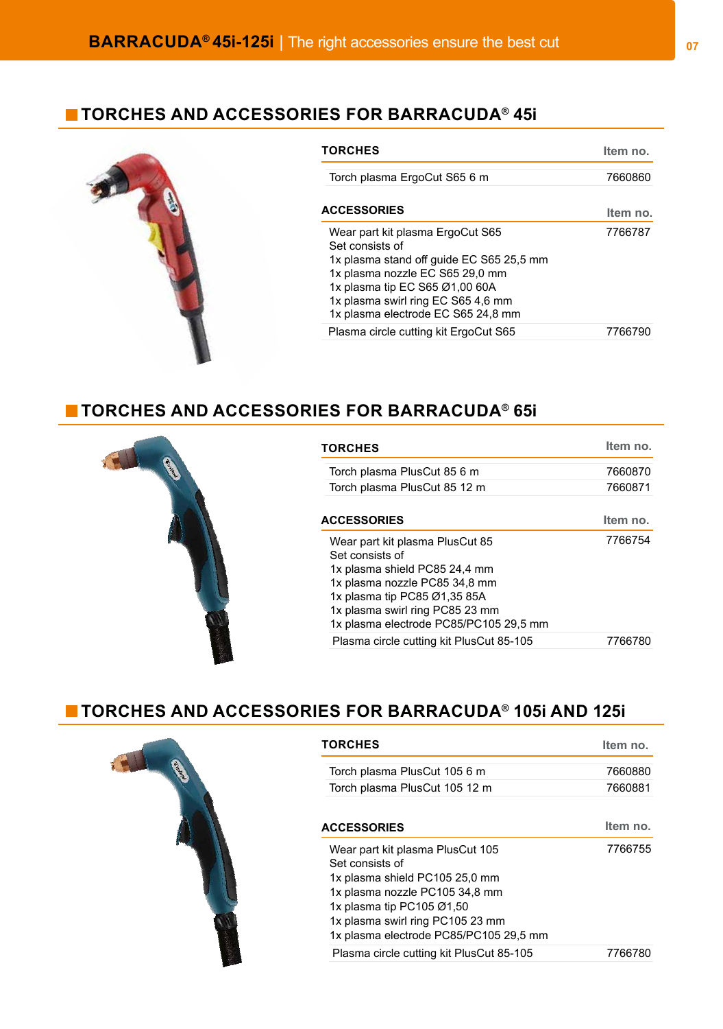## TORCHES AND ACCESSORIES FOR BARRACUDA® 45i

| TORCHES | Item no. |
|---|---|
| Torch plasma ErgoCut S65 6 m | 7660860 |

| ACCESSORIES | Item no. |
|---|---|
| Wear part kit plasma ErgoCut S65<br>Set consists of<br>1x plasma stand off guide EC S65 25,5 mm<br>1x plasma nozzle EC S65 29,0 mm<br>1x plasma tip EC S65 Ø1,00 60A<br>1x plasma swirl ring EC S65 4,6 mm<br>1x plasma electrode EC S65 24,8 mm | 7766787 |
| Plasma circle cutting kit ErgoCut S65 | 7766790 |

## TORCHES AND ACCESSORIES FOR BARRACUDA® 65i

| TORCHES | Item no. |
|---|---|
| Torch plasma PlusCut 85 6 m | 7660870 |
| Torch plasma PlusCut 85 12 m | 7660871 |

| ACCESSORIES | Item no. |
|---|---|
| Wear part kit plasma PlusCut 85<br>Set consists of<br>1x plasma shield PC85 24,4 mm<br>1x plasma nozzle PC85 34,8 mm<br>1x plasma tip PC85 Ø1,35 85A<br>1x plasma swirl ring PC85 23 mm<br>1x plasma electrode PC85/PC105 29,5 mm | 7766754 |
| Plasma circle cutting kit PlusCut 85-105 | 7766780 |

## TORCHES AND ACCESSORIES FOR BARRACUDA® 105i AND 125i

| TORCHES | Item no. |
|---|---|
| Torch plasma PlusCut 105 6 m | 7660880 |
| Torch plasma PlusCut 105 12 m | 7660881 |

| ACCESSORIES | Item no. |
|---|---|
| Wear part kit plasma PlusCut 105<br>Set consists of<br>1x plasma shield PC105 25,0 mm<br>1x plasma nozzle PC105 34,8 mm<br>1x plasma tip PC105 Ø1,50<br>1x plasma swirl ring PC105 23 mm<br>1x plasma electrode PC85/PC105 29,5 mm | 7766755 |
| Plasma circle cutting kit PlusCut 85-105 | 7766780 |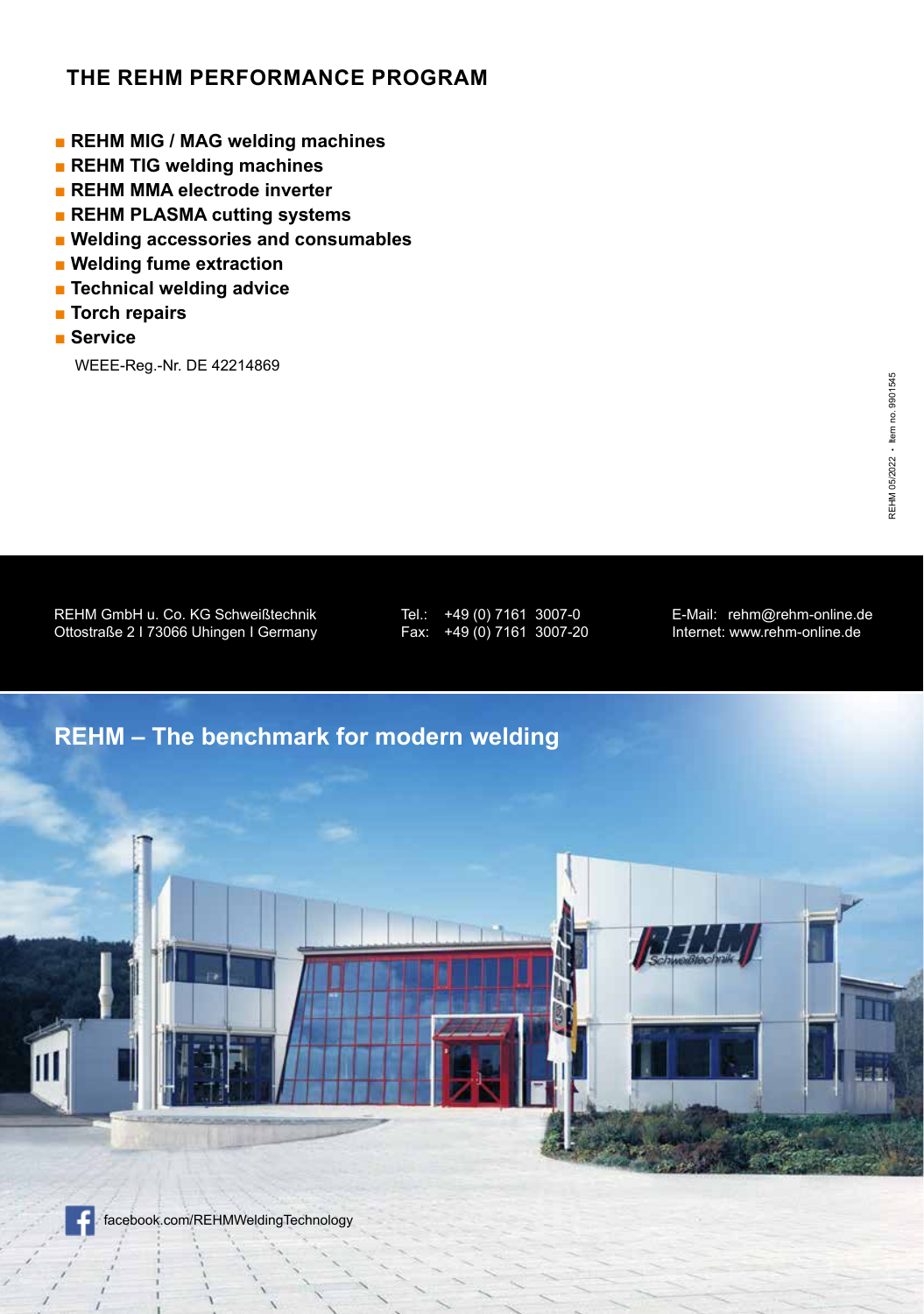## THE REHM PERFORMANCE PROGRAM

- **REHM MIG / MAG welding machines**
- **REHM TIG welding machines**
- **REHM MMA electrode inverter**
- **REHM PLASMA cutting systems**
- **Welding accessories and consumables**
- **Welding fume extraction**
- **Technical welding advice**
- **Torch repairs**
- **Service**

WEEE-Reg.-Nr. DE 42214869

REHM 05/2022 • Item no. 9901545

REHM GmbH u. Co. KG Schweißtechnik
Ottostraße 2 I 73066 Uhingen I Germany

Tel.: +49 (0) 7161 3007-0
Fax: +49 (0) 7161 3007-20

E-Mail: rehm@rehm-online.de
Internet: www.rehm-online.de

**REHM – The benchmark for modern welding**

facebook.com/REHMWeldingTechnology